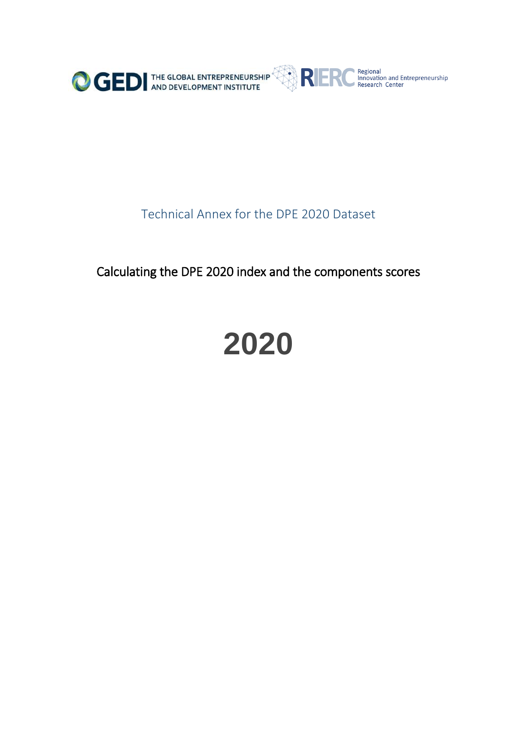GEDI THE GLOBAL ENTREPRENEURSHIP AND DEVELOPMENT INSTITUTE

RIERC Regional Innovation and Entrepreneurship Research Center

# Technical Annex for the DPE 2020 Dataset

## Calculating the DPE 2020 index and the components scores

# 2020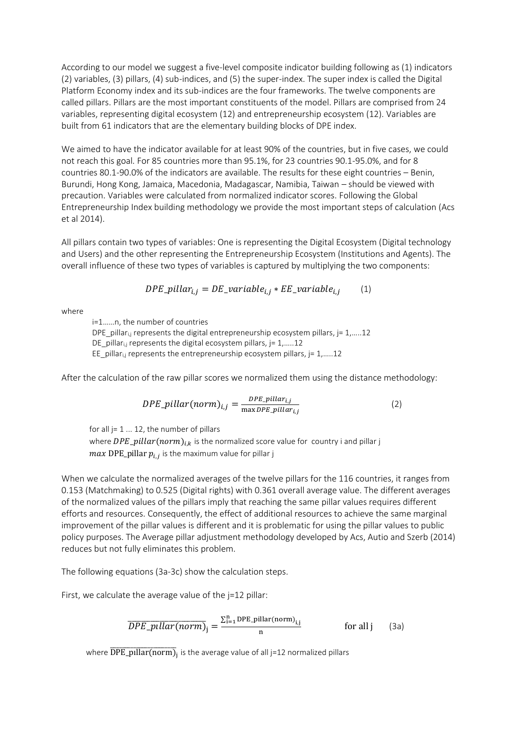According to our model we suggest a five-level composite indicator building following as (1) indicators (2) variables, (3) pillars, (4) sub-indices, and (5) the super-index. The super index is called the Digital Platform Economy index and its sub-indices are the four frameworks. The twelve components are called pillars. Pillars are the most important constituents of the model. Pillars are comprised from 24 variables, representing digital ecosystem (12) and entrepreneurship ecosystem (12). Variables are built from 61 indicators that are the elementary building blocks of DPE index.

We aimed to have the indicator available for at least 90% of the countries, but in five cases, we could not reach this goal. For 85 countries more than 95.1%, for 23 countries 90.1-95.0%, and for 8 countries 80.1-90.0% of the indicators are available. The results for these eight countries – Benin, Burundi, Hong Kong, Jamaica, Macedonia, Madagascar, Namibia, Taiwan – should be viewed with precaution. Variables were calculated from normalized indicator scores. Following the Global Entrepreneurship Index building methodology we provide the most important steps of calculation (Acs et al 2014).

All pillars contain two types of variables: One is representing the Digital Ecosystem (Digital technology and Users) and the other representing the Entrepreneurship Ecosystem (Institutions and Agents). The overall influence of these two types of variables is captured by multiplying the two components:

$$DPE\_pillar_{i,j} = DE\_variable_{i,j} * EE\_variable_{i,j} \qquad (1)$$

where

i=1……n, the number of countries
$DPE\_pillar_{i,j}$ represents the digital entrepreneurship ecosystem pillars, j= 1,…..12
$DE\_pillar_{i,j}$ represents the digital ecosystem pillars, j= 1,…..12
$EE\_pillar_{i,j}$ represents the entrepreneurship ecosystem pillars, j= 1,…..12

After the calculation of the raw pillar scores we normalized them using the distance methodology:

$$DPE\_pillar(norm)_{i,j} = \frac{DPE\_pillar_{i,j}}{\max DPE\_pillar_{i,j}} \qquad (2)$$

for all j= 1 ... 12, the number of pillars
where $DPE\_pillar(norm)_{i,k}$ is the normalized score value for country i and pillar j
$max$ $\text{DPE\_pillar}\ p_{i,j}$ is the maximum value for pillar j

When we calculate the normalized averages of the twelve pillars for the 116 countries, it ranges from 0.153 (Matchmaking) to 0.525 (Digital rights) with 0.361 overall average value. The different averages of the normalized values of the pillars imply that reaching the same pillar values requires different efforts and resources. Consequently, the effect of additional resources to achieve the same marginal improvement of the pillar values is different and it is problematic for using the pillar values to public policy purposes. The Average pillar adjustment methodology developed by Acs, Autio and Szerb (2014) reduces but not fully eliminates this problem.

The following equations (3a-3c) show the calculation steps.

First, we calculate the average value of the j=12 pillar:

$$\overline{DPE\_pillar(norm)}_j = \frac{\sum_{i=1}^{n} \text{DPE\_pillar(norm)}_{i,j}}{n} \qquad \text{for all j} \qquad (3a)$$

where $\overline{\text{DPE\_pillar(norm)}}_j$ is the average value of all j=12 normalized pillars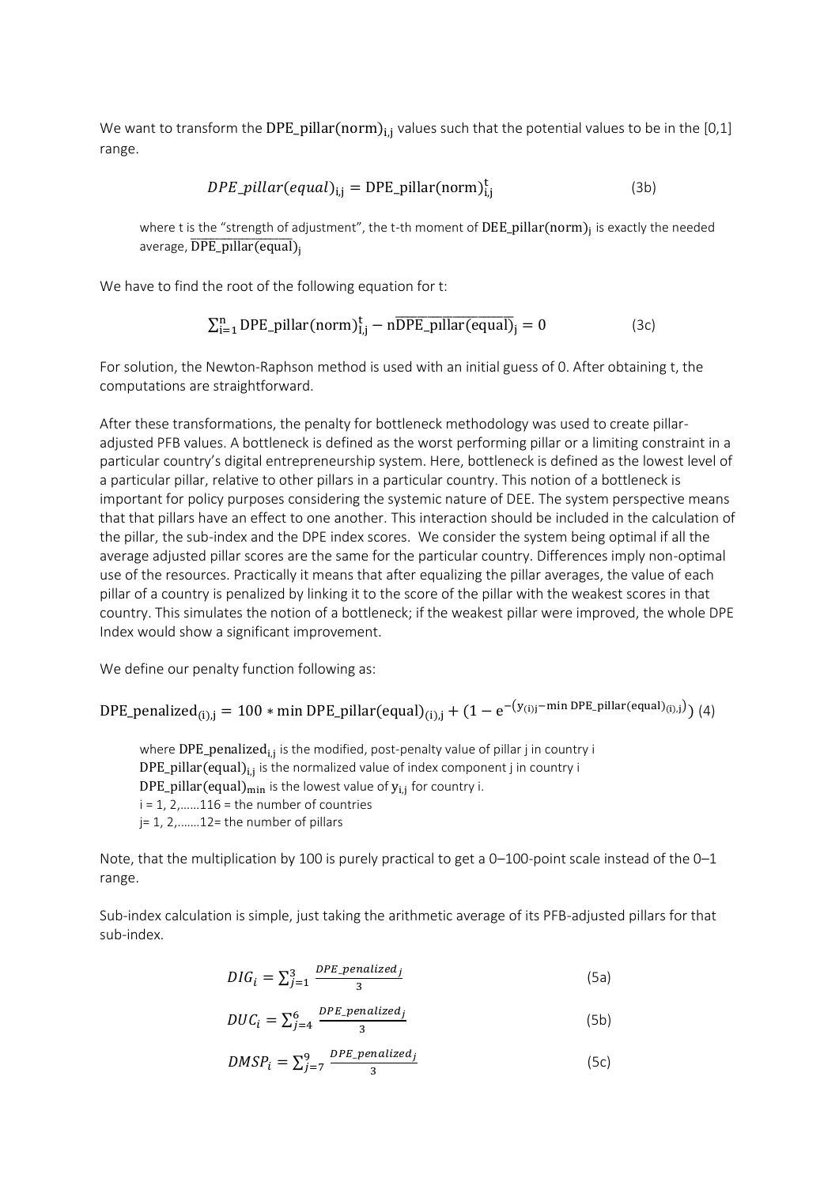We want to transform the $\text{DPE\_pillar(norm)}_{i,j}$ values such that the potential values to be in the [0,1] range.

$$DPE\_pillar(equal)_{i,j} = \text{DPE\_pillar(norm)}_{i,j}^{t} \tag{3b}$$

where t is the "strength of adjustment", the t-th moment of $\overline{\text{DEE\_pillar(norm)}_j}$ is exactly the needed average, $\overline{\text{DPE\_pillar(equal)}_j}$

We have to find the root of the following equation for t:

$$\sum_{i=1}^{n} \text{DPE\_pillar(norm)}_{i,j}^{t} - n\overline{\text{DPE\_pillar(equal)}_j} = 0 \tag{3c}$$

For solution, the Newton-Raphson method is used with an initial guess of 0. After obtaining t, the computations are straightforward.

After these transformations, the penalty for bottleneck methodology was used to create pillar-adjusted PFB values. A bottleneck is defined as the worst performing pillar or a limiting constraint in a particular country's digital entrepreneurship system. Here, bottleneck is defined as the lowest level of a particular pillar, relative to other pillars in a particular country. This notion of a bottleneck is important for policy purposes considering the systemic nature of DEE. The system perspective means that that pillars have an effect to one another. This interaction should be included in the calculation of the pillar, the sub-index and the DPE index scores. We consider the system being optimal if all the average adjusted pillar scores are the same for the particular country. Differences imply non-optimal use of the resources. Practically it means that after equalizing the pillar averages, the value of each pillar of a country is penalized by linking it to the score of the pillar with the weakest scores in that country. This simulates the notion of a bottleneck; if the weakest pillar were improved, the whole DPE Index would show a significant improvement.

We define our penalty function following as:

$$\text{DPE\_penalized}_{(i),j} = 100 * \min \text{DPE\_pillar(equal)}_{(i),j} + \left(1 - e^{-\left(y_{(i)j} - \min \text{DPE\_pillar(equal)}_{(i),j}\right)}\right) \tag{4}$$

where $\text{DPE\_penalized}_{i,j}$ is the modified, post-penalty value of pillar j in country i
$\text{DPE\_pillar(equal)}_{i,j}$ is the normalized value of index component j in country i
$\text{DPE\_pillar(equal)}_{\min}$ is the lowest value of $y_{i,j}$ for country i.
i = 1, 2,……116 = the number of countries
j= 1, 2,…….12= the number of pillars

Note, that the multiplication by 100 is purely practical to get a 0–100-point scale instead of the 0–1 range.

Sub-index calculation is simple, just taking the arithmetic average of its PFB-adjusted pillars for that sub-index.

$$DIG_i = \sum_{j=1}^{3} \frac{DPE\_penalized_j}{3} \tag{5a}$$

$$DUC_i = \sum_{j=4}^{6} \frac{DPE\_penalized_j}{3} \tag{5b}$$

$$DMSP_i = \sum_{j=7}^{9} \frac{DPE\_penalized_j}{3} \tag{5c}$$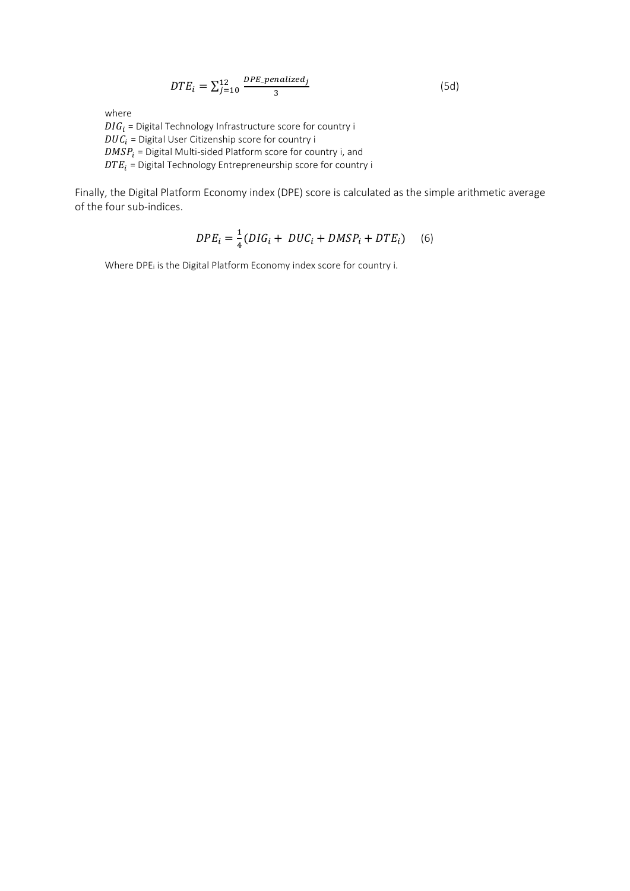$$DTE_i = \sum_{j=10}^{12} \frac{DPE\_penalized_j}{3} \tag{5d}$$

where

$DIG_i$ = Digital Technology Infrastructure score for country i

$DUC_i$ = Digital User Citizenship score for country i

$DMSP_i$ = Digital Multi-sided Platform score for country i, and

$DTE_i$ = Digital Technology Entrepreneurship score for country i

Finally, the Digital Platform Economy index (DPE) score is calculated as the simple arithmetic average of the four sub-indices.

$$DPE_i = \frac{1}{4}(DIG_i + DUC_i + DMSP_i + DTE_i) \tag{6}$$

Where $DPE_i$ is the Digital Platform Economy index score for country i.